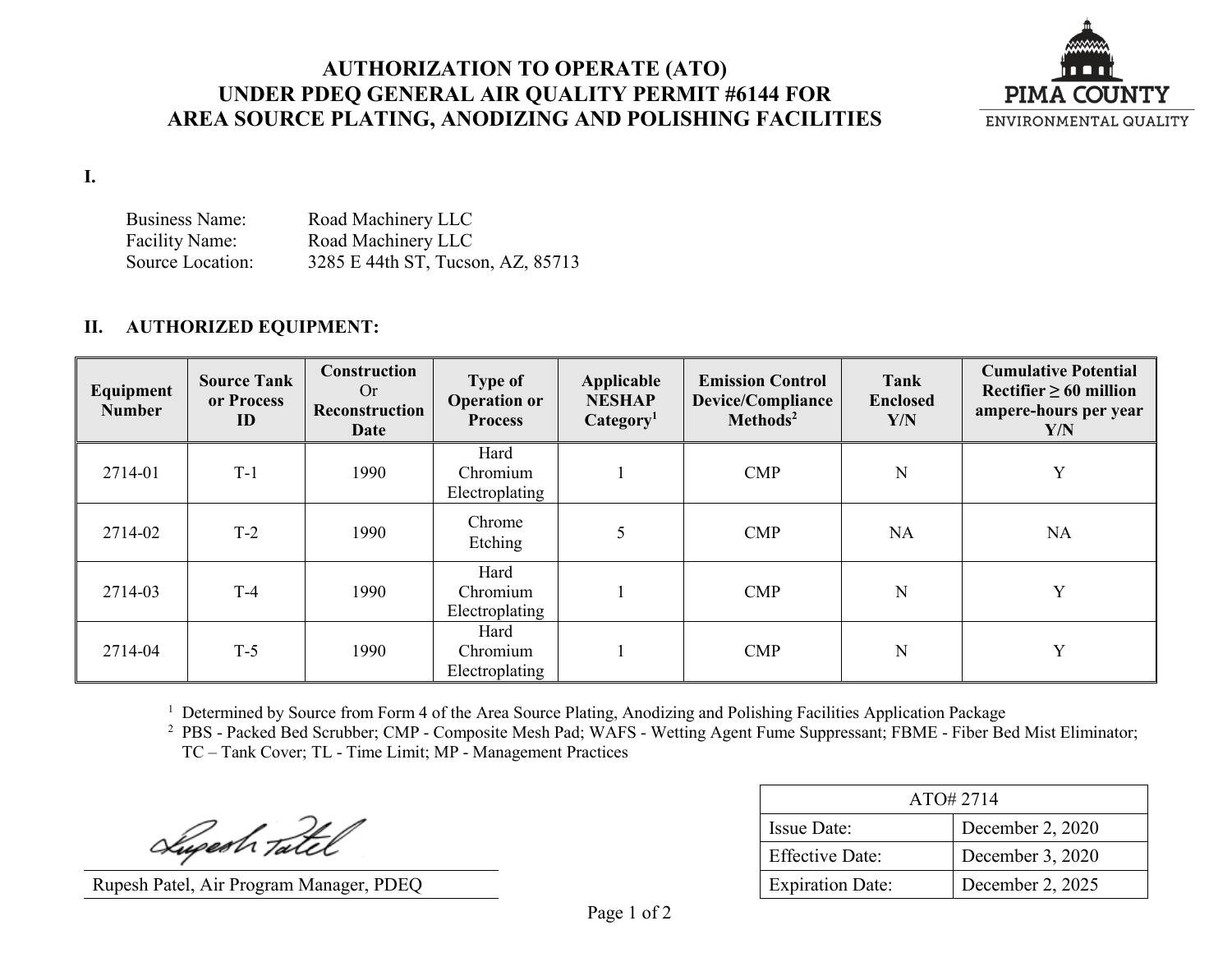# AUTHORIZATION TO OPERATE (ATO) UNDER PDEQ GENERAL AIR QUALITY PERMIT #6144 FOR AREA SOURCE PLATING, ANODIZING AND POLISHING FACILITIES

PIMA COUNTY
ENVIRONMENTAL QUALITY

## I.

Business Name: Road Machinery LLC
Facility Name: Road Machinery LLC
Source Location: 3285 E 44th ST, Tucson, AZ, 85713

## II. AUTHORIZED EQUIPMENT:

| Equipment Number | Source Tank or Process ID | Construction Or Reconstruction Date | Type of Operation or Process | Applicable NESHAP Category[1] | Emission Control Device/Compliance Methods[2] | Tank Enclosed Y/N | Cumulative Potential Rectifier ≥ 60 million ampere-hours per year Y/N |
|---|---|---|---|---|---|---|---|
| 2714-01 | T-1 | 1990 | Hard Chromium Electroplating | 1 | CMP | N | Y |
| 2714-02 | T-2 | 1990 | Chrome Etching | 5 | CMP | NA | NA |
| 2714-03 | T-4 | 1990 | Hard Chromium Electroplating | 1 | CMP | N | Y |
| 2714-04 | T-5 | 1990 | Hard Chromium Electroplating | 1 | CMP | N | Y |

[1] Determined by Source from Form 4 of the Area Source Plating, Anodizing and Polishing Facilities Application Package
[2] PBS - Packed Bed Scrubber; CMP - Composite Mesh Pad; WAFS - Wetting Agent Fume Suppressant; FBME - Fiber Bed Mist Eliminator; TC – Tank Cover; TL - Time Limit; MP - Management Practices

Rupesh Patel, Air Program Manager, PDEQ

| ATO# 2714 | |
|---|---|
| Issue Date: | December 2, 2020 |
| Effective Date: | December 3, 2020 |
| Expiration Date: | December 2, 2025 |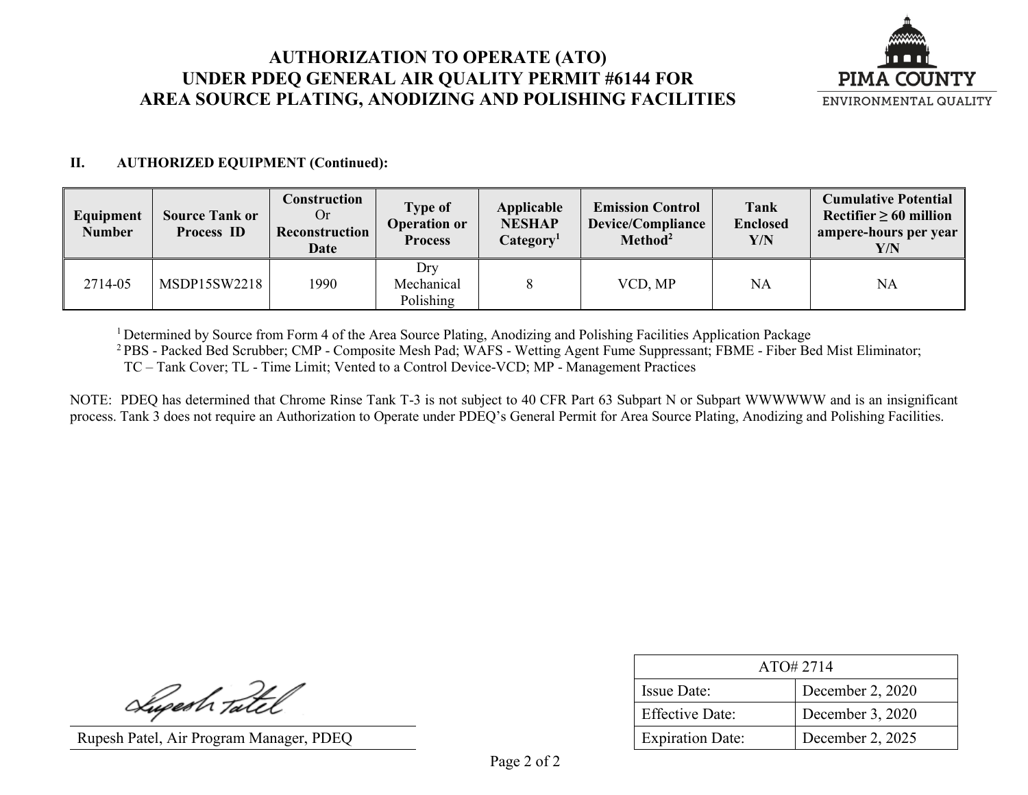# AUTHORIZATION TO OPERATE (ATO) UNDER PDEQ GENERAL AIR QUALITY PERMIT #6144 FOR AREA SOURCE PLATING, ANODIZING AND POLISHING FACILITIES

PIMA COUNTY
ENVIRONMENTAL QUALITY

## II. AUTHORIZED EQUIPMENT (Continued):

| Equipment Number | Source Tank or Process ID | Construction Or Reconstruction Date | Type of Operation or Process | Applicable NESHAP Category[1] | Emission Control Device/Compliance Method[2] | Tank Enclosed Y/N | Cumulative Potential Rectifier ≥ 60 million ampere-hours per year Y/N |
|---|---|---|---|---|---|---|---|
| 2714-05 | MSDP15SW2218 | 1990 | Dry Mechanical Polishing | 8 | VCD, MP | NA | NA |

[1] Determined by Source from Form 4 of the Area Source Plating, Anodizing and Polishing Facilities Application Package

[2] PBS - Packed Bed Scrubber; CMP - Composite Mesh Pad; WAFS - Wetting Agent Fume Suppressant; FBME - Fiber Bed Mist Eliminator; TC – Tank Cover; TL - Time Limit; Vented to a Control Device-VCD; MP - Management Practices

NOTE: PDEQ has determined that Chrome Rinse Tank T-3 is not subject to 40 CFR Part 63 Subpart N or Subpart WWWWWW and is an insignificant process. Tank 3 does not require an Authorization to Operate under PDEQ's General Permit for Area Source Plating, Anodizing and Polishing Facilities.

Rupesh Patel, Air Program Manager, PDEQ

| ATO# 2714 | |
|---|---|
| Issue Date: | December 2, 2020 |
| Effective Date: | December 3, 2020 |
| Expiration Date: | December 2, 2025 |